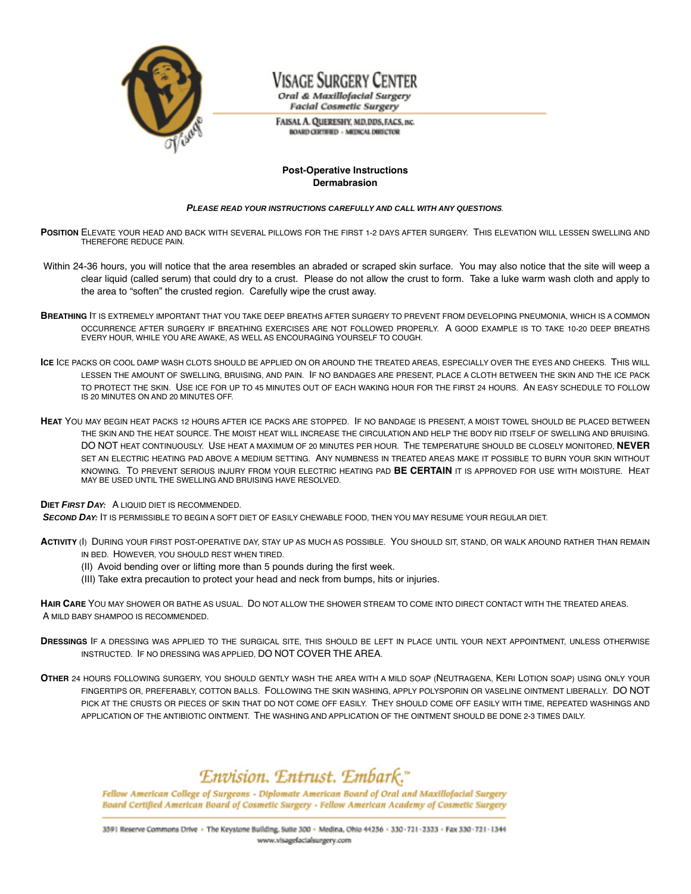# VISAGE SURGERY CENTER

*Oral & Maxillofacial Surgery*
*Facial Cosmetic Surgery*

FAISAL A. QUERESHY, MD, DDS, FACS, INC.
BOARD CERTIFIED • MEDICAL DIRECTOR

## Post-Operative Instructions
## Dermabrasion

***PLEASE READ YOUR INSTRUCTIONS CAREFULLY AND CALL WITH ANY QUESTIONS.***

**POSITION** ELEVATE YOUR HEAD AND BACK WITH SEVERAL PILLOWS FOR THE FIRST 1-2 DAYS AFTER SURGERY. THIS ELEVATION WILL LESSEN SWELLING AND THEREFORE REDUCE PAIN.

Within 24-36 hours, you will notice that the area resembles an abraded or scraped skin surface. You may also notice that the site will weep a clear liquid (called serum) that could dry to a crust. Please do not allow the crust to form. Take a luke warm wash cloth and apply to the area to "soften" the crusted region. Carefully wipe the crust away.

**BREATHING** IT IS EXTREMELY IMPORTANT THAT YOU TAKE DEEP BREATHS AFTER SURGERY TO PREVENT FROM DEVELOPING PNEUMONIA, WHICH IS A COMMON OCCURRENCE AFTER SURGERY IF BREATHING EXERCISES ARE NOT FOLLOWED PROPERLY. A GOOD EXAMPLE IS TO TAKE 10-20 DEEP BREATHS EVERY HOUR, WHILE YOU ARE AWAKE, AS WELL AS ENCOURAGING YOURSELF TO COUGH.

**ICE** ICE PACKS OR COOL DAMP WASH CLOTS SHOULD BE APPLIED ON OR AROUND THE TREATED AREAS, ESPECIALLY OVER THE EYES AND CHEEKS. THIS WILL LESSEN THE AMOUNT OF SWELLING, BRUISING, AND PAIN. IF NO BANDAGES ARE PRESENT, PLACE A CLOTH BETWEEN THE SKIN AND THE ICE PACK TO PROTECT THE SKIN. USE ICE FOR UP TO 45 MINUTES OUT OF EACH WAKING HOUR FOR THE FIRST 24 HOURS. AN EASY SCHEDULE TO FOLLOW IS 20 MINUTES ON AND 20 MINUTES OFF.

**HEAT** YOU MAY BEGIN HEAT PACKS 12 HOURS AFTER ICE PACKS ARE STOPPED. IF NO BANDAGE IS PRESENT, A MOIST TOWEL SHOULD BE PLACED BETWEEN THE SKIN AND THE HEAT SOURCE. THE MOIST HEAT WILL INCREASE THE CIRCULATION AND HELP THE BODY RID ITSELF OF SWELLING AND BRUISING. DO NOT HEAT CONTINUOUSLY. USE HEAT A MAXIMUM OF 20 MINUTES PER HOUR. THE TEMPERATURE SHOULD BE CLOSELY MONITORED, **NEVER** SET AN ELECTRIC HEATING PAD ABOVE A MEDIUM SETTING. ANY NUMBNESS IN TREATED AREAS MAKE IT POSSIBLE TO BURN YOUR SKIN WITHOUT KNOWING. TO PREVENT SERIOUS INJURY FROM YOUR ELECTRIC HEATING PAD **BE CERTAIN** IT IS APPROVED FOR USE WITH MOISTURE. HEAT MAY BE USED UNTIL THE SWELLING AND BRUISING HAVE RESOLVED.

**DIET *FIRST DAY:*** A LIQUID DIET IS RECOMMENDED.
***SECOND DAY:*** IT IS PERMISSIBLE TO BEGIN A SOFT DIET OF EASILY CHEWABLE FOOD, THEN YOU MAY RESUME YOUR REGULAR DIET.

**ACTIVITY** (I) DURING YOUR FIRST POST-OPERATIVE DAY, STAY UP AS MUCH AS POSSIBLE. YOU SHOULD SIT, STAND, OR WALK AROUND RATHER THAN REMAIN IN BED. HOWEVER, YOU SHOULD REST WHEN TIRED.
(II) Avoid bending over or lifting more than 5 pounds during the first week.
(III) Take extra precaution to protect your head and neck from bumps, hits or injuries.

**HAIR CARE** YOU MAY SHOWER OR BATHE AS USUAL. DO NOT ALLOW THE SHOWER STREAM TO COME INTO DIRECT CONTACT WITH THE TREATED AREAS. A MILD BABY SHAMPOO IS RECOMMENDED.

**DRESSINGS** IF A DRESSING WAS APPLIED TO THE SURGICAL SITE, THIS SHOULD BE LEFT IN PLACE UNTIL YOUR NEXT APPOINTMENT, UNLESS OTHERWISE INSTRUCTED. IF NO DRESSING WAS APPLIED, DO NOT COVER THE AREA.

**OTHER** 24 HOURS FOLLOWING SURGERY, YOU SHOULD GENTLY WASH THE AREA WITH A MILD SOAP (NEUTRAGENA, KERI LOTION SOAP) USING ONLY YOUR FINGERTIPS OR, PREFERABLY, COTTON BALLS. FOLLOWING THE SKIN WASHING, APPLY POLYSPORIN OR VASELINE OINTMENT LIBERALLY. DO NOT PICK AT THE CRUSTS OR PIECES OF SKIN THAT DO NOT COME OFF EASILY. THEY SHOULD COME OFF EASILY WITH TIME, REPEATED WASHINGS AND APPLICATION OF THE ANTIBIOTIC OINTMENT. THE WASHING AND APPLICATION OF THE OINTMENT SHOULD BE DONE 2-3 TIMES DAILY.

*Envision. Entrust. Embark.™*

*Fellow American College of Surgeons • Diplomate American Board of Oral and Maxillofacial Surgery*
*Board Certified American Board of Cosmetic Surgery • Fellow American Academy of Cosmetic Surgery*

3591 Reserve Commons Drive • The Keystone Building, Suite 300 • Medina, Ohio 44256 • 330-721-2323 • Fax 330-721-1344
www.visagefacialsurgery.com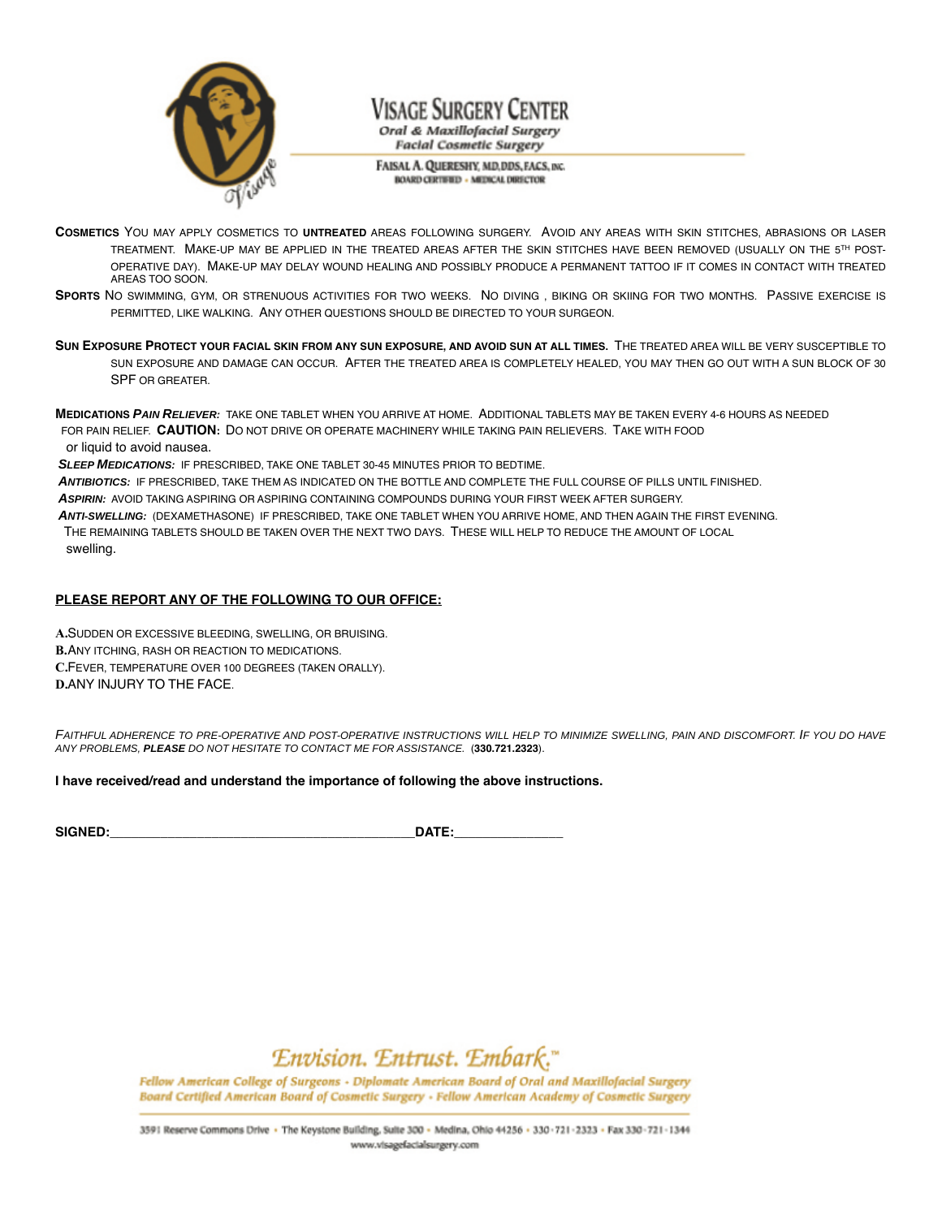# VISAGE SURGERY CENTER

*Oral & Maxillofacial Surgery*
*Facial Cosmetic Surgery*

FAISAL A. QUERESHY, MD, DDS, FACS, INC.
BOARD CERTIFIED • MEDICAL DIRECTOR

**COSMETICS** YOU MAY APPLY COSMETICS TO **UNTREATED** AREAS FOLLOWING SURGERY. AVOID ANY AREAS WITH SKIN STITCHES, ABRASIONS OR LASER TREATMENT. MAKE-UP MAY BE APPLIED IN THE TREATED AREAS AFTER THE SKIN STITCHES HAVE BEEN REMOVED (USUALLY ON THE 5TH POST-OPERATIVE DAY). MAKE-UP MAY DELAY WOUND HEALING AND POSSIBLY PRODUCE A PERMANENT TATTOO IF IT COMES IN CONTACT WITH TREATED AREAS TOO SOON.

**SPORTS** NO SWIMMING, GYM, OR STRENUOUS ACTIVITIES FOR TWO WEEKS. NO DIVING , BIKING OR SKIING FOR TWO MONTHS. PASSIVE EXERCISE IS PERMITTED, LIKE WALKING. ANY OTHER QUESTIONS SHOULD BE DIRECTED TO YOUR SURGEON.

**SUN EXPOSURE PROTECT YOUR FACIAL SKIN FROM ANY SUN EXPOSURE, AND AVOID SUN AT ALL TIMES.** THE TREATED AREA WILL BE VERY SUSCEPTIBLE TO SUN EXPOSURE AND DAMAGE CAN OCCUR. AFTER THE TREATED AREA IS COMPLETELY HEALED, YOU MAY THEN GO OUT WITH A SUN BLOCK OF 30 SPF OR GREATER.

**MEDICATIONS** ***PAIN RELIEVER:*** TAKE ONE TABLET WHEN YOU ARRIVE AT HOME. ADDITIONAL TABLETS MAY BE TAKEN EVERY 4-6 HOURS AS NEEDED FOR PAIN RELIEF. **CAUTION:** DO NOT DRIVE OR OPERATE MACHINERY WHILE TAKING PAIN RELIEVERS. TAKE WITH FOOD or liquid to avoid nausea.

***SLEEP MEDICATIONS:*** IF PRESCRIBED, TAKE ONE TABLET 30-45 MINUTES PRIOR TO BEDTIME.

***ANTIBIOTICS:*** IF PRESCRIBED, TAKE THEM AS INDICATED ON THE BOTTLE AND COMPLETE THE FULL COURSE OF PILLS UNTIL FINISHED.

***ASPIRIN:*** AVOID TAKING ASPIRING OR ASPIRING CONTAINING COMPOUNDS DURING YOUR FIRST WEEK AFTER SURGERY.

***ANTI-SWELLING:*** (DEXAMETHASONE) IF PRESCRIBED, TAKE ONE TABLET WHEN YOU ARRIVE HOME, AND THEN AGAIN THE FIRST EVENING. THE REMAINING TABLETS SHOULD BE TAKEN OVER THE NEXT TWO DAYS. THESE WILL HELP TO REDUCE THE AMOUNT OF LOCAL swelling.

## PLEASE REPORT ANY OF THE FOLLOWING TO OUR OFFICE:

**A.** SUDDEN OR EXCESSIVE BLEEDING, SWELLING, OR BRUISING.
**B.** ANY ITCHING, RASH OR REACTION TO MEDICATIONS.
**C.** FEVER, TEMPERATURE OVER 100 DEGREES (TAKEN ORALLY).
**D.** ANY INJURY TO THE FACE.

*FAITHFUL ADHERENCE TO PRE-OPERATIVE AND POST-OPERATIVE INSTRUCTIONS WILL HELP TO MINIMIZE SWELLING, PAIN AND DISCOMFORT. IF YOU DO HAVE ANY PROBLEMS,* ***PLEASE*** *DO NOT HESITATE TO CONTACT ME FOR ASSISTANCE.* (**330.721.2323**).

**I have received/read and understand the importance of following the above instructions.**

**SIGNED:**__________________________________________**DATE:**_______________

*Envision. Entrust. Embark.™*

*Fellow American College of Surgeons • Diplomate American Board of Oral and Maxillofacial Surgery*
*Board Certified American Board of Cosmetic Surgery • Fellow American Academy of Cosmetic Surgery*

3591 Reserve Commons Drive • The Keystone Building, Suite 300 • Medina, Ohio 44256 • 330-721-2323 • Fax 330-721-1344
www.visagefacialsurgery.com